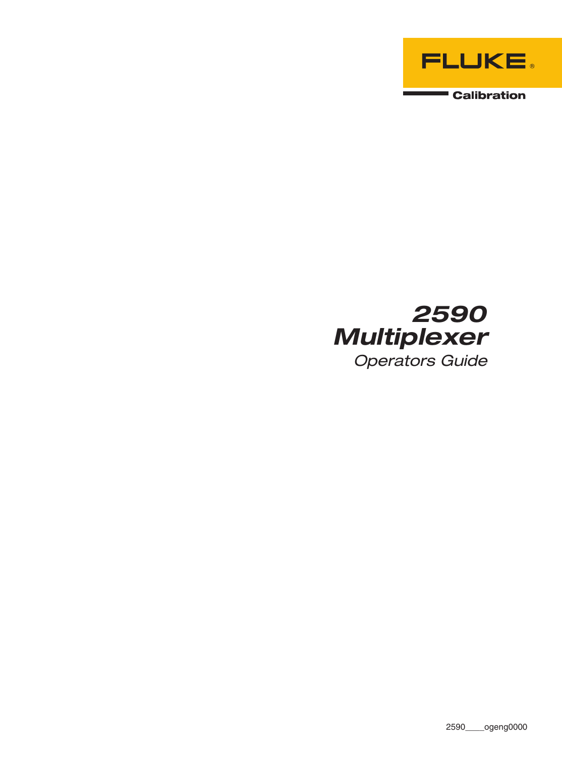FLUKE ®

Calibration

# 2590 Multiplexer

*Operators Guide*

2590____ogeng0000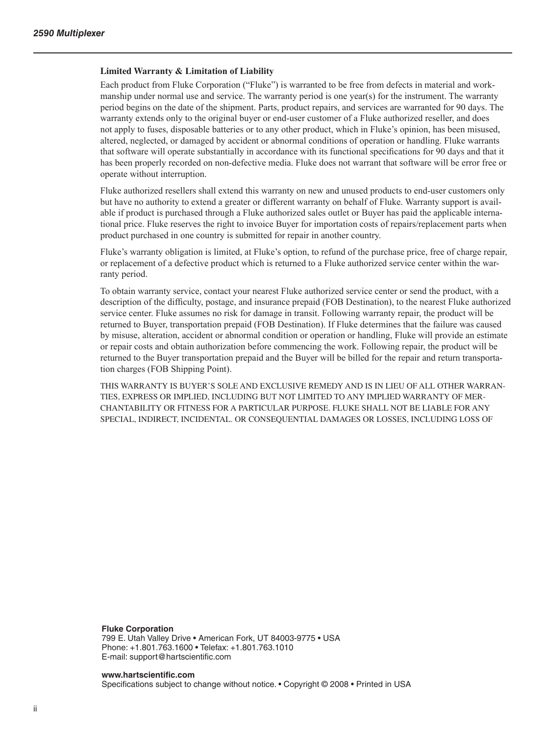**Limited Warranty & Limitation of Liability**

Each product from Fluke Corporation ("Fluke") is warranted to be free from defects in material and workmanship under normal use and service. The warranty period is one year(s) for the instrument. The warranty period begins on the date of the shipment. Parts, product repairs, and services are warranted for 90 days. The warranty extends only to the original buyer or end-user customer of a Fluke authorized reseller, and does not apply to fuses, disposable batteries or to any other product, which in Fluke's opinion, has been misused, altered, neglected, or damaged by accident or abnormal conditions of operation or handling. Fluke warrants that software will operate substantially in accordance with its functional specifications for 90 days and that it has been properly recorded on non-defective media. Fluke does not warrant that software will be error free or operate without interruption.

Fluke authorized resellers shall extend this warranty on new and unused products to end-user customers only but have no authority to extend a greater or different warranty on behalf of Fluke. Warranty support is available if product is purchased through a Fluke authorized sales outlet or Buyer has paid the applicable international price. Fluke reserves the right to invoice Buyer for importation costs of repairs/replacement parts when product purchased in one country is submitted for repair in another country.

Fluke's warranty obligation is limited, at Fluke's option, to refund of the purchase price, free of charge repair, or replacement of a defective product which is returned to a Fluke authorized service center within the warranty period.

To obtain warranty service, contact your nearest Fluke authorized service center or send the product, with a description of the difficulty, postage, and insurance prepaid (FOB Destination), to the nearest Fluke authorized service center. Fluke assumes no risk for damage in transit. Following warranty repair, the product will be returned to Buyer, transportation prepaid (FOB Destination). If Fluke determines that the failure was caused by misuse, alteration, accident or abnormal condition or operation or handling, Fluke will provide an estimate or repair costs and obtain authorization before commencing the work. Following repair, the product will be returned to the Buyer transportation prepaid and the Buyer will be billed for the repair and return transportation charges (FOB Shipping Point).

THIS WARRANTY IS BUYER'S SOLE AND EXCLUSIVE REMEDY AND IS IN LIEU OF ALL OTHER WARRANTIES, EXPRESS OR IMPLIED, INCLUDING BUT NOT LIMITED TO ANY IMPLIED WARRANTY OF MERCHANTABILITY OR FITNESS FOR A PARTICULAR PURPOSE. FLUKE SHALL NOT BE LIABLE FOR ANY SPECIAL, INDIRECT, INCIDENTAL. OR CONSEQUENTIAL DAMAGES OR LOSSES, INCLUDING LOSS OF

**Fluke Corporation**
799 E. Utah Valley Drive • American Fork, UT 84003-9775 • USA
Phone: +1.801.763.1600 • Telefax: +1.801.763.1010
E-mail: support@hartscientific.com

**www.hartscientific.com**
Specifications subject to change without notice. • Copyright © 2008 • Printed in USA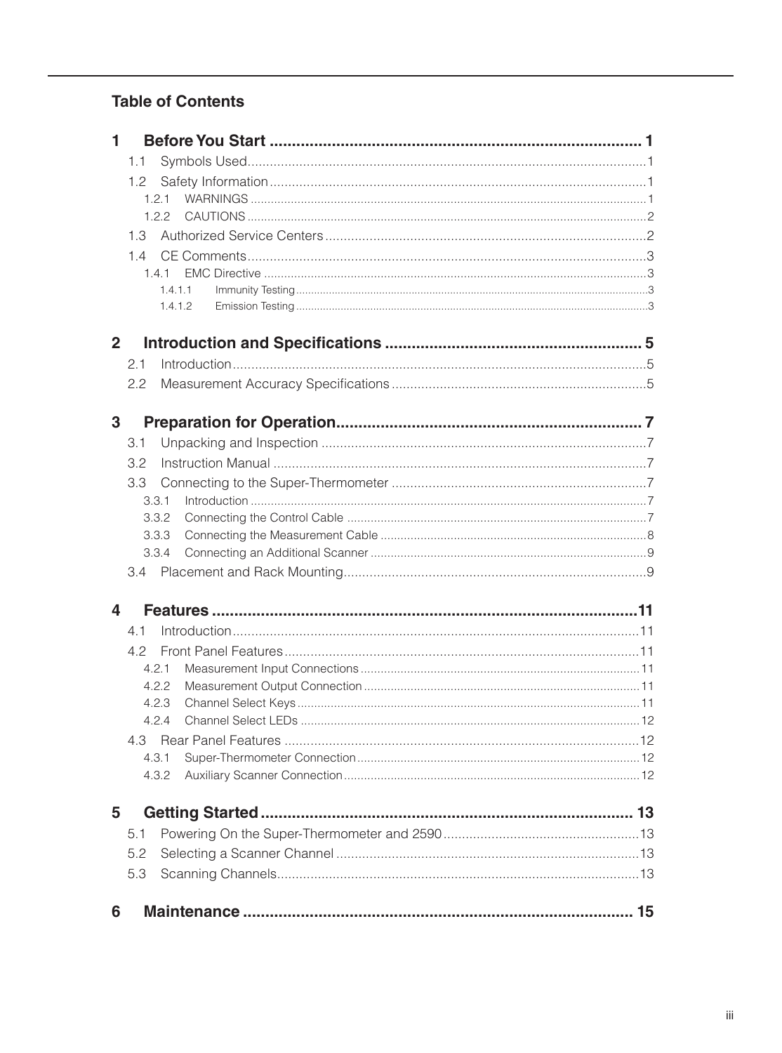# Table of Contents

**1 Before You Start ........................................................................ 1**

- 1.1 Symbols Used........................................................................1
- 1.2 Safety Information ..................................................................1
  - 1.2.1 WARNINGS ........................................................................1
  - 1.2.2 CAUTIONS .........................................................................2
- 1.3 Authorized Service Centers ....................................................2
- 1.4 CE Comments........................................................................3
  - 1.4.1 EMC Directive ....................................................................3
    - 1.4.1.1 Immunity Testing ..........................................................3
    - 1.4.1.2 Emission Testing ..........................................................3

**2 Introduction and Specifications .................................................. 5**

- 2.1 Introduction............................................................................5
- 2.2 Measurement Accuracy Specifications ...................................5

**3 Preparation for Operation............................................................ 7**

- 3.1 Unpacking and Inspection ......................................................7
- 3.2 Instruction Manual ..................................................................7
- 3.3 Connecting to the Super-Thermometer ..................................7
  - 3.3.1 Introduction .......................................................................7
  - 3.3.2 Connecting the Control Cable ...........................................7
  - 3.3.3 Connecting the Measurement Cable ..................................8
  - 3.3.4 Connecting an Additional Scanner ....................................9
- 3.4 Placement and Rack Mounting...............................................9

**4 Features ......................................................................................11**

- 4.1 Introduction..........................................................................11
- 4.2 Front Panel Features.............................................................11
  - 4.2.1 Measurement Input Connections ......................................11
  - 4.2.2 Measurement Output Connection .....................................11
  - 4.2.3 Channel Select Keys ........................................................11
  - 4.2.4 Channel Select LEDs .......................................................12
- 4.3 Rear Panel Features .............................................................12
  - 4.3.1 Super-Thermometer Connection.......................................12
  - 4.3.2 Auxiliary Scanner Connection...........................................12

**5 Getting Started .......................................................................... 13**

- 5.1 Powering On the Super-Thermometer and 2590.....................13
- 5.2 Selecting a Scanner Channel ................................................13
- 5.3 Scanning Channels...............................................................13

**6 Maintenance .............................................................................. 15**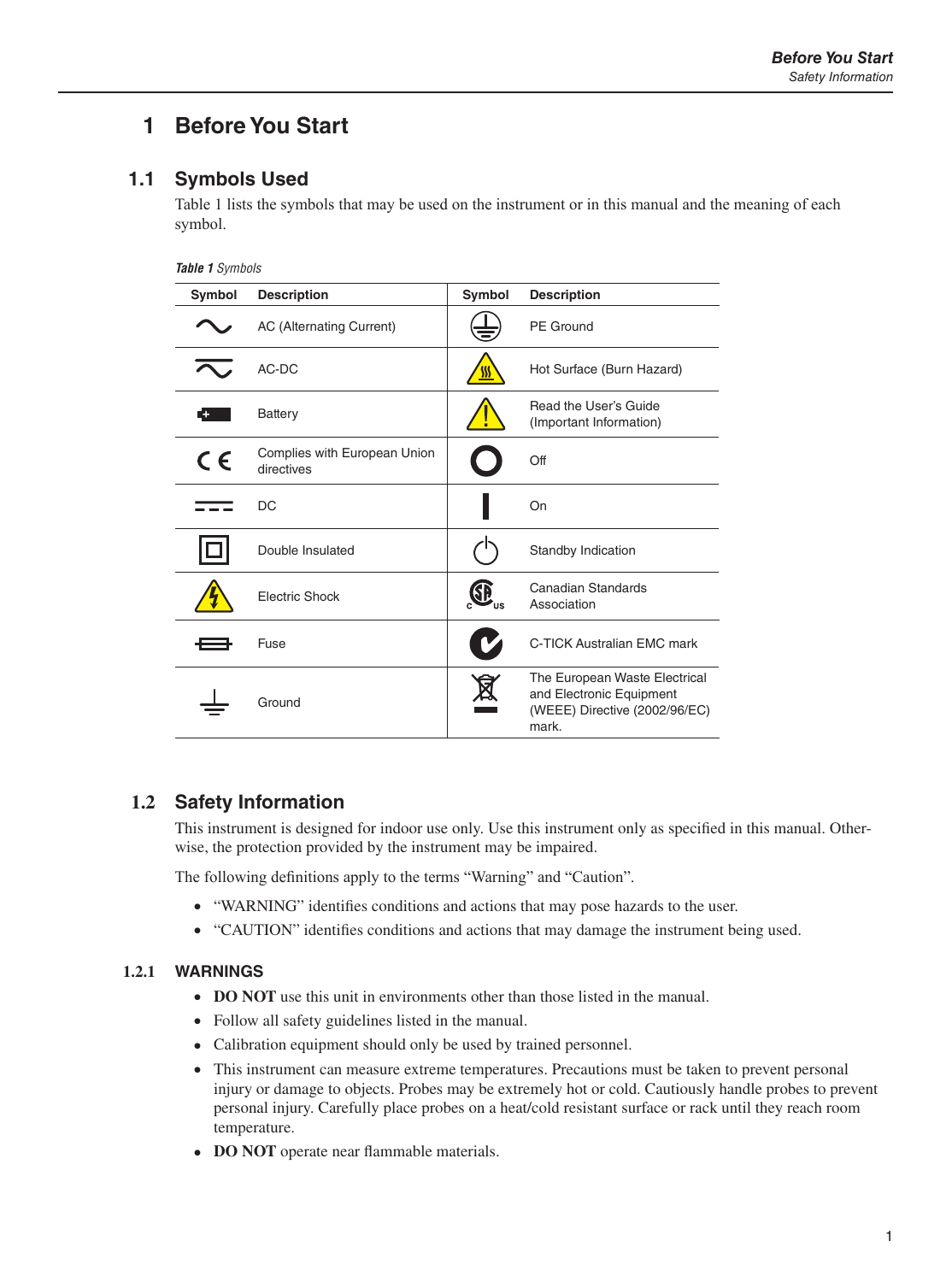# 1 Before You Start

## 1.1 Symbols Used

Table 1 lists the symbols that may be used on the instrument or in this manual and the meaning of each symbol.

***Table 1*** *Symbols*

| Symbol | Description | Symbol | Description |
|---|---|---|---|
| | AC (Alternating Current) | | PE Ground |
| | AC-DC | | Hot Surface (Burn Hazard) |
| | Battery | | Read the User's Guide (Important Information) |
| | Complies with European Union directives | | Off |
| | DC | | On |
| | Double Insulated | | Standby Indication |
| | Electric Shock | | Canadian Standards Association |
| | Fuse | | C-TICK Australian EMC mark |
| | Ground | | The European Waste Electrical and Electronic Equipment (WEEE) Directive (2002/96/EC) mark. |

## 1.2 Safety Information

This instrument is designed for indoor use only. Use this instrument only as specified in this manual. Otherwise, the protection provided by the instrument may be impaired.

The following definitions apply to the terms "Warning" and "Caution".

- "WARNING" identifies conditions and actions that may pose hazards to the user.
- "CAUTION" identifies conditions and actions that may damage the instrument being used.

### 1.2.1 WARNINGS

- **DO NOT** use this unit in environments other than those listed in the manual.
- Follow all safety guidelines listed in the manual.
- Calibration equipment should only be used by trained personnel.
- This instrument can measure extreme temperatures. Precautions must be taken to prevent personal injury or damage to objects. Probes may be extremely hot or cold. Cautiously handle probes to prevent personal injury. Carefully place probes on a heat/cold resistant surface or rack until they reach room temperature.
- **DO NOT** operate near flammable materials.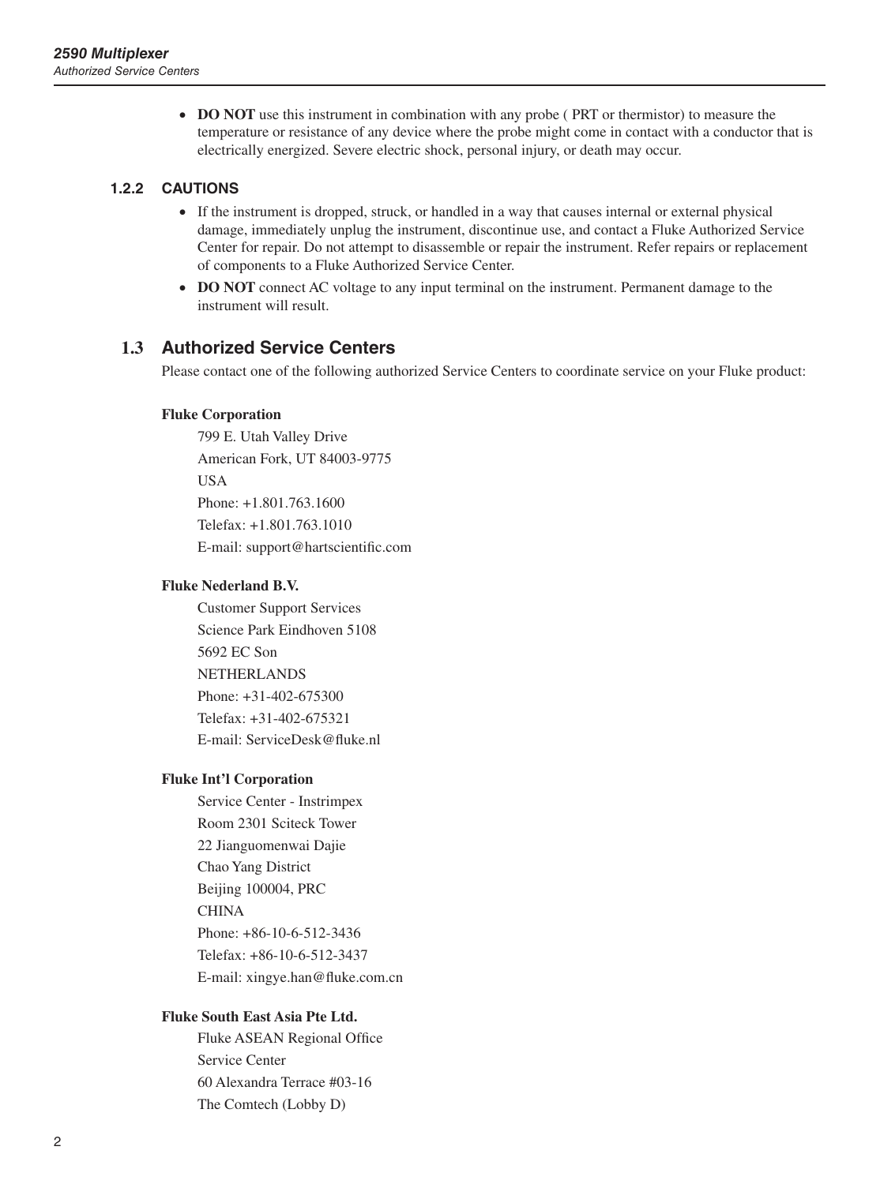- **DO NOT** use this instrument in combination with any probe ( PRT or thermistor) to measure the temperature or resistance of any device where the probe might come in contact with a conductor that is electrically energized. Severe electric shock, personal injury, or death may occur.

### 1.2.2 CAUTIONS

- If the instrument is dropped, struck, or handled in a way that causes internal or external physical damage, immediately unplug the instrument, discontinue use, and contact a Fluke Authorized Service Center for repair. Do not attempt to disassemble or repair the instrument. Refer repairs or replacement of components to a Fluke Authorized Service Center.
- **DO NOT** connect AC voltage to any input terminal on the instrument. Permanent damage to the instrument will result.

## 1.3 Authorized Service Centers

Please contact one of the following authorized Service Centers to coordinate service on your Fluke product:

**Fluke Corporation**

799 E. Utah Valley Drive
American Fork, UT 84003-9775
USA
Phone: +1.801.763.1600
Telefax: +1.801.763.1010
E-mail: support@hartscientific.com

**Fluke Nederland B.V.**

Customer Support Services
Science Park Eindhoven 5108
5692 EC Son
NETHERLANDS
Phone: +31-402-675300
Telefax: +31-402-675321
E-mail: ServiceDesk@fluke.nl

**Fluke Int'l Corporation**

Service Center - Instrimpex
Room 2301 Sciteck Tower
22 Jianguomenwai Dajie
Chao Yang District
Beijing 100004, PRC
CHINA
Phone: +86-10-6-512-3436
Telefax: +86-10-6-512-3437
E-mail: xingye.han@fluke.com.cn

**Fluke South East Asia Pte Ltd.**

Fluke ASEAN Regional Office
Service Center
60 Alexandra Terrace #03-16
The Comtech (Lobby D)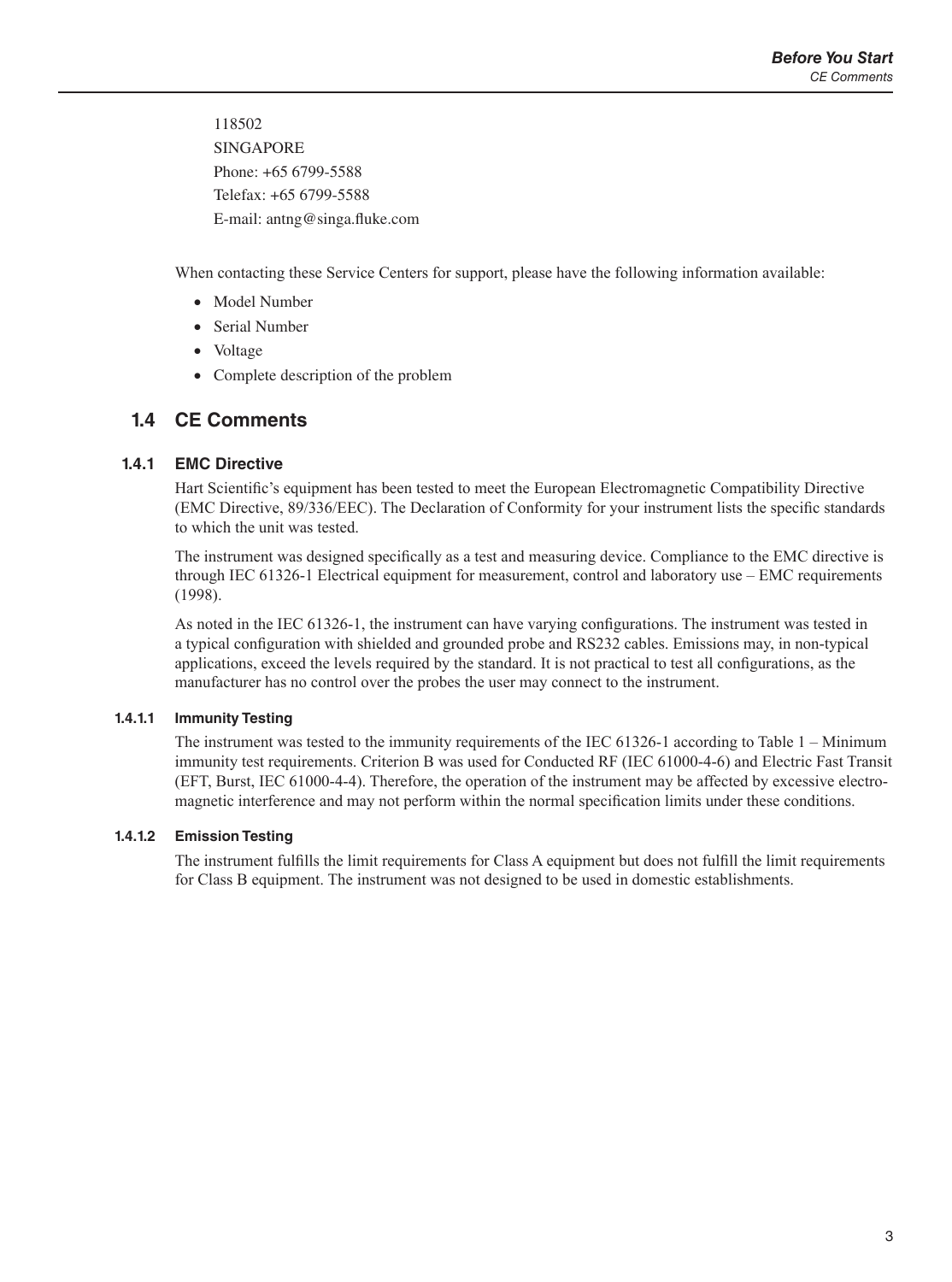118502
SINGAPORE
Phone: +65 6799-5588
Telefax: +65 6799-5588
E-mail: antng@singa.fluke.com

When contacting these Service Centers for support, please have the following information available:

- Model Number
- Serial Number
- Voltage
- Complete description of the problem

## 1.4 CE Comments

### 1.4.1 EMC Directive

Hart Scientific's equipment has been tested to meet the European Electromagnetic Compatibility Directive (EMC Directive, 89/336/EEC). The Declaration of Conformity for your instrument lists the specific standards to which the unit was tested.

The instrument was designed specifically as a test and measuring device. Compliance to the EMC directive is through IEC 61326-1 Electrical equipment for measurement, control and laboratory use – EMC requirements (1998).

As noted in the IEC 61326-1, the instrument can have varying configurations. The instrument was tested in a typical configuration with shielded and grounded probe and RS232 cables. Emissions may, in non-typical applications, exceed the levels required by the standard. It is not practical to test all configurations, as the manufacturer has no control over the probes the user may connect to the instrument.

#### 1.4.1.1 Immunity Testing

The instrument was tested to the immunity requirements of the IEC 61326-1 according to Table 1 – Minimum immunity test requirements. Criterion B was used for Conducted RF (IEC 61000-4-6) and Electric Fast Transit (EFT, Burst, IEC 61000-4-4). Therefore, the operation of the instrument may be affected by excessive electromagnetic interference and may not perform within the normal specification limits under these conditions.

#### 1.4.1.2 Emission Testing

The instrument fulfills the limit requirements for Class A equipment but does not fulfill the limit requirements for Class B equipment. The instrument was not designed to be used in domestic establishments.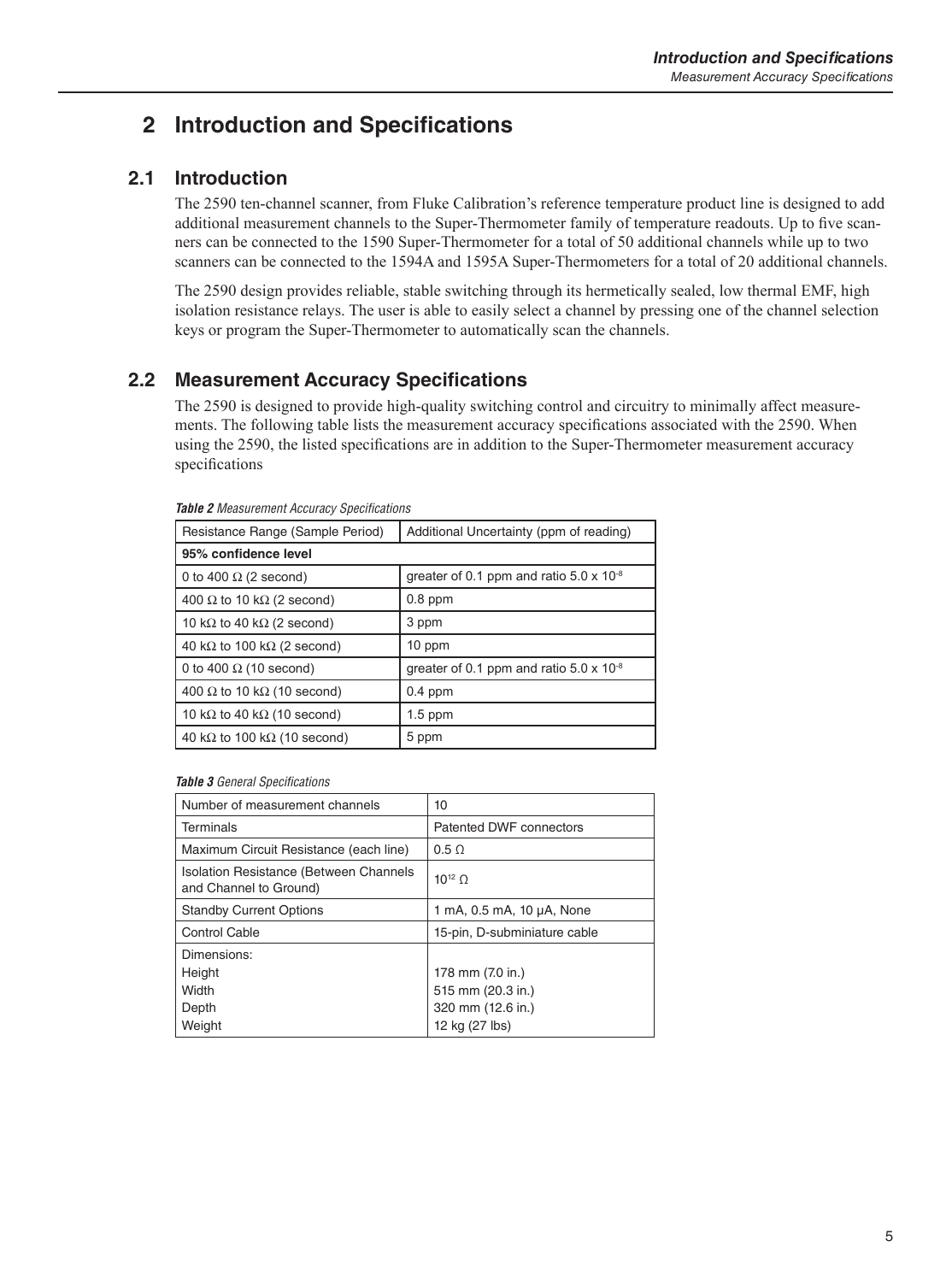# 2 Introduction and Specifications

## 2.1 Introduction

The 2590 ten-channel scanner, from Fluke Calibration's reference temperature product line is designed to add additional measurement channels to the Super-Thermometer family of temperature readouts. Up to five scanners can be connected to the 1590 Super-Thermometer for a total of 50 additional channels while up to two scanners can be connected to the 1594A and 1595A Super-Thermometers for a total of 20 additional channels.

The 2590 design provides reliable, stable switching through its hermetically sealed, low thermal EMF, high isolation resistance relays. The user is able to easily select a channel by pressing one of the channel selection keys or program the Super-Thermometer to automatically scan the channels.

## 2.2 Measurement Accuracy Specifications

The 2590 is designed to provide high-quality switching control and circuitry to minimally affect measurements. The following table lists the measurement accuracy specifications associated with the 2590. When using the 2590, the listed specifications are in addition to the Super-Thermometer measurement accuracy specifications

***Table 2*** *Measurement Accuracy Specifications*

| Resistance Range (Sample Period) | Additional Uncertainty (ppm of reading) |
|---|---|
| **95% confidence level** | |
| 0 to 400 Ω (2 second) | greater of 0.1 ppm and ratio $5.0 \times 10^{-8}$ |
| 400 Ω to 10 kΩ (2 second) | 0.8 ppm |
| 10 kΩ to 40 kΩ (2 second) | 3 ppm |
| 40 kΩ to 100 kΩ (2 second) | 10 ppm |
| 0 to 400 Ω (10 second) | greater of 0.1 ppm and ratio $5.0 \times 10^{-8}$ |
| 400 Ω to 10 kΩ (10 second) | 0.4 ppm |
| 10 kΩ to 40 kΩ (10 second) | 1.5 ppm |
| 40 kΩ to 100 kΩ (10 second) | 5 ppm |

***Table 3*** *General Specifications*

| Specification | Value |
|---|---|
| Number of measurement channels | 10 |
| Terminals | Patented DWF connectors |
| Maximum Circuit Resistance (each line) | 0.5 Ω |
| Isolation Resistance (Between Channels and Channel to Ground) | $10^{12}$ Ω |
| Standby Current Options | 1 mA, 0.5 mA, 10 μA, None |
| Control Cable | 15-pin, D-subminiature cable |
| Dimensions: | |
| Height | 178 mm (7.0 in.) |
| Width | 515 mm (20.3 in.) |
| Depth | 320 mm (12.6 in.) |
| Weight | 12 kg (27 lbs) |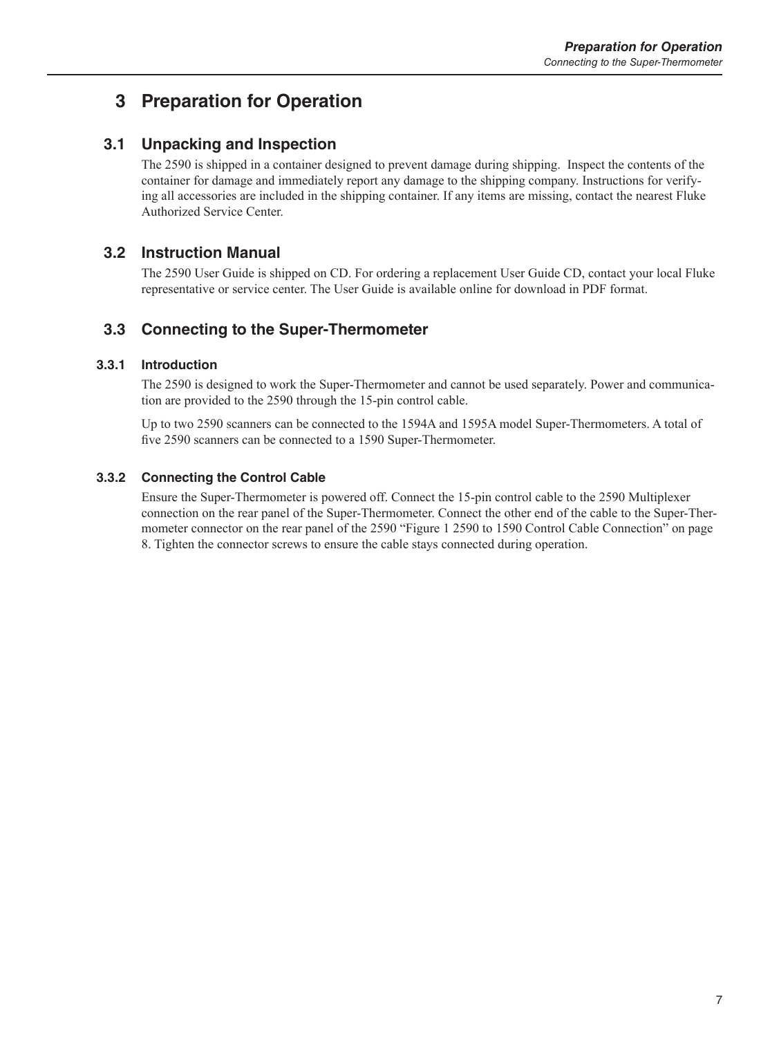# 3 Preparation for Operation

## 3.1 Unpacking and Inspection

The 2590 is shipped in a container designed to prevent damage during shipping. Inspect the contents of the container for damage and immediately report any damage to the shipping company. Instructions for verifying all accessories are included in the shipping container. If any items are missing, contact the nearest Fluke Authorized Service Center.

## 3.2 Instruction Manual

The 2590 User Guide is shipped on CD. For ordering a replacement User Guide CD, contact your local Fluke representative or service center. The User Guide is available online for download in PDF format.

## 3.3 Connecting to the Super-Thermometer

### 3.3.1 Introduction

The 2590 is designed to work the Super-Thermometer and cannot be used separately. Power and communication are provided to the 2590 through the 15-pin control cable.

Up to two 2590 scanners can be connected to the 1594A and 1595A model Super-Thermometers. A total of five 2590 scanners can be connected to a 1590 Super-Thermometer.

### 3.3.2 Connecting the Control Cable

Ensure the Super-Thermometer is powered off. Connect the 15-pin control cable to the 2590 Multiplexer connection on the rear panel of the Super-Thermometer. Connect the other end of the cable to the Super-Thermometer connector on the rear panel of the 2590 "Figure 1 2590 to 1590 Control Cable Connection" on page 8. Tighten the connector screws to ensure the cable stays connected during operation.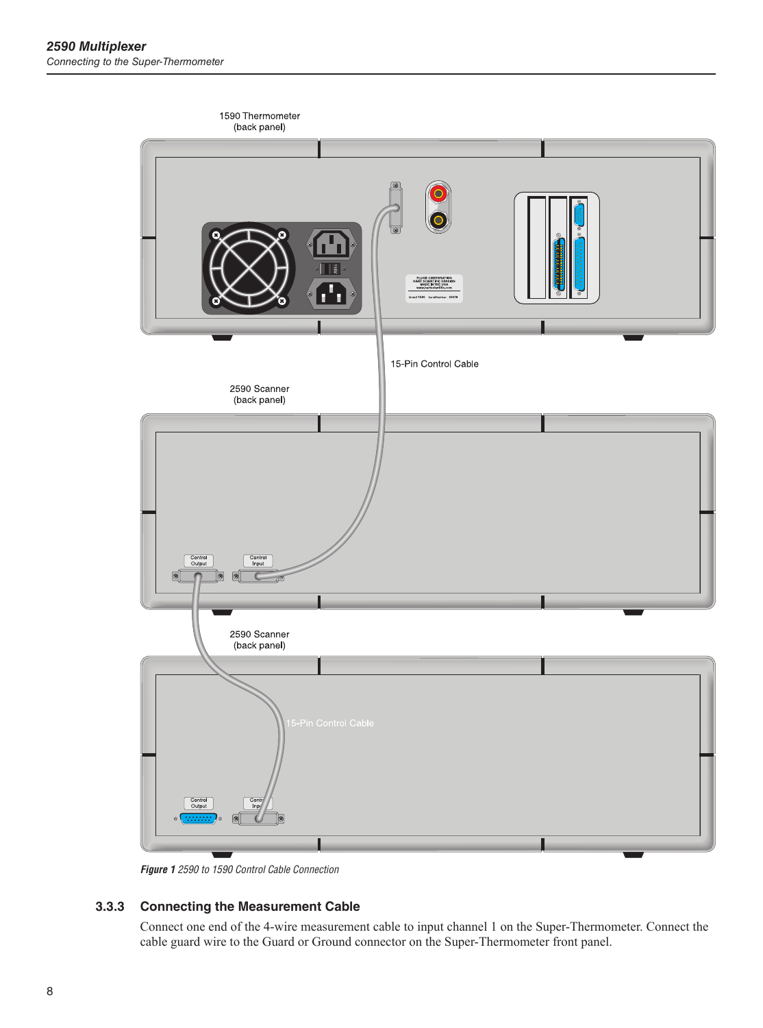*Figure 1 2590 to 1590 Control Cable Connection*

### 3.3.3 Connecting the Measurement Cable

Connect one end of the 4-wire measurement cable to input channel 1 on the Super-Thermometer. Connect the cable guard wire to the Guard or Ground connector on the Super-Thermometer front panel.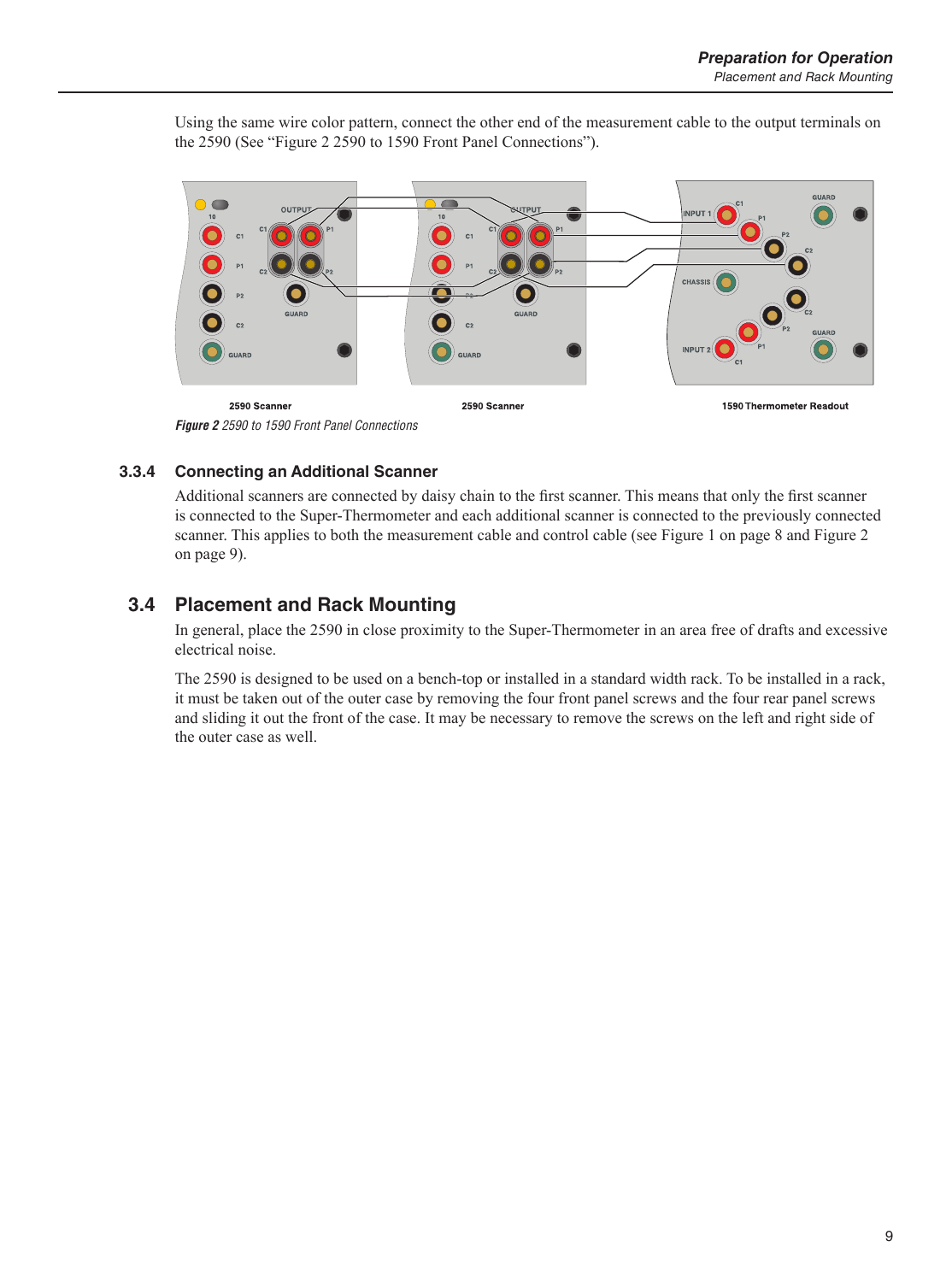Using the same wire color pattern, connect the other end of the measurement cable to the output terminals on the 2590 (See "Figure 2 2590 to 1590 Front Panel Connections").

2590 Scanner    2590 Scanner    1590 Thermometer Readout

***Figure 2*** *2590 to 1590 Front Panel Connections*

### 3.3.4 Connecting an Additional Scanner

Additional scanners are connected by daisy chain to the first scanner. This means that only the first scanner is connected to the Super-Thermometer and each additional scanner is connected to the previously connected scanner. This applies to both the measurement cable and control cable (see Figure 1 on page 8 and Figure 2 on page 9).

## 3.4 Placement and Rack Mounting

In general, place the 2590 in close proximity to the Super-Thermometer in an area free of drafts and excessive electrical noise.

The 2590 is designed to be used on a bench-top or installed in a standard width rack. To be installed in a rack, it must be taken out of the outer case by removing the four front panel screws and the four rear panel screws and sliding it out the front of the case. It may be necessary to remove the screws on the left and right side of the outer case as well.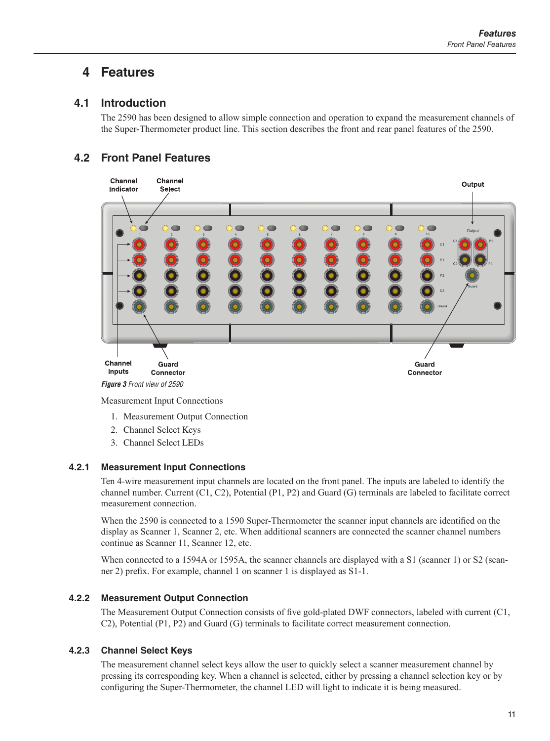# 4 Features

## 4.1 Introduction

The 2590 has been designed to allow simple connection and operation to expand the measurement channels of the Super-Thermometer product line. This section describes the front and rear panel features of the 2590.

## 4.2 Front Panel Features

*Figure 3* Front view of 2590

Measurement Input Connections

1. Measurement Output Connection
2. Channel Select Keys
3. Channel Select LEDs

### 4.2.1 Measurement Input Connections

Ten 4-wire measurement input channels are located on the front panel. The inputs are labeled to identify the channel number. Current (C1, C2), Potential (P1, P2) and Guard (G) terminals are labeled to facilitate correct measurement connection.

When the 2590 is connected to a 1590 Super-Thermometer the scanner input channels are identified on the display as Scanner 1, Scanner 2, etc. When additional scanners are connected the scanner channel numbers continue as Scanner 11, Scanner 12, etc.

When connected to a 1594A or 1595A, the scanner channels are displayed with a S1 (scanner 1) or S2 (scanner 2) prefix. For example, channel 1 on scanner 1 is displayed as S1-1.

### 4.2.2 Measurement Output Connection

The Measurement Output Connection consists of five gold-plated DWF connectors, labeled with current (C1, C2), Potential (P1, P2) and Guard (G) terminals to facilitate correct measurement connection.

### 4.2.3 Channel Select Keys

The measurement channel select keys allow the user to quickly select a scanner measurement channel by pressing its corresponding key. When a channel is selected, either by pressing a channel selection key or by configuring the Super-Thermometer, the channel LED will light to indicate it is being measured.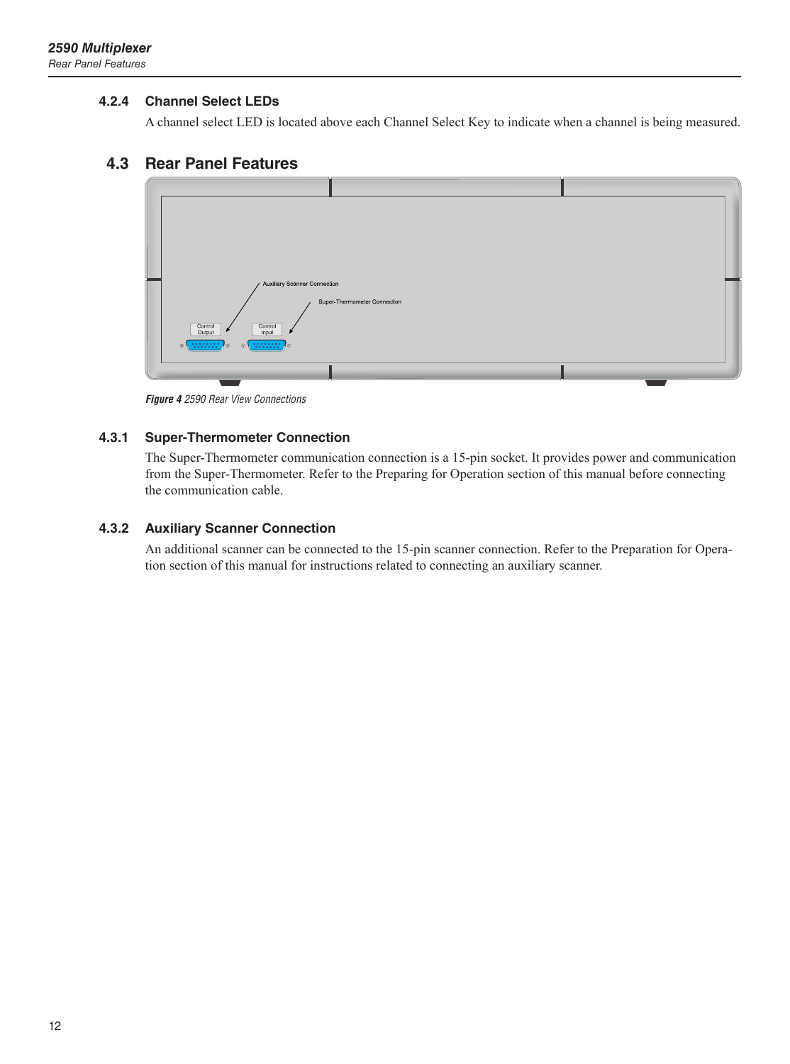### 4.2.4 Channel Select LEDs

A channel select LED is located above each Channel Select Key to indicate when a channel is being measured.

## 4.3 Rear Panel Features

Auxiliary Scanner Connection

Super-Thermometer Connection

Control Output

Control Input

***Figure 4*** *2590 Rear View Connections*

### 4.3.1 Super-Thermometer Connection

The Super-Thermometer communication connection is a 15-pin socket. It provides power and communication from the Super-Thermometer. Refer to the Preparing for Operation section of this manual before connecting the communication cable.

### 4.3.2 Auxiliary Scanner Connection

An additional scanner can be connected to the 15-pin scanner connection. Refer to the Preparation for Operation section of this manual for instructions related to connecting an auxiliary scanner.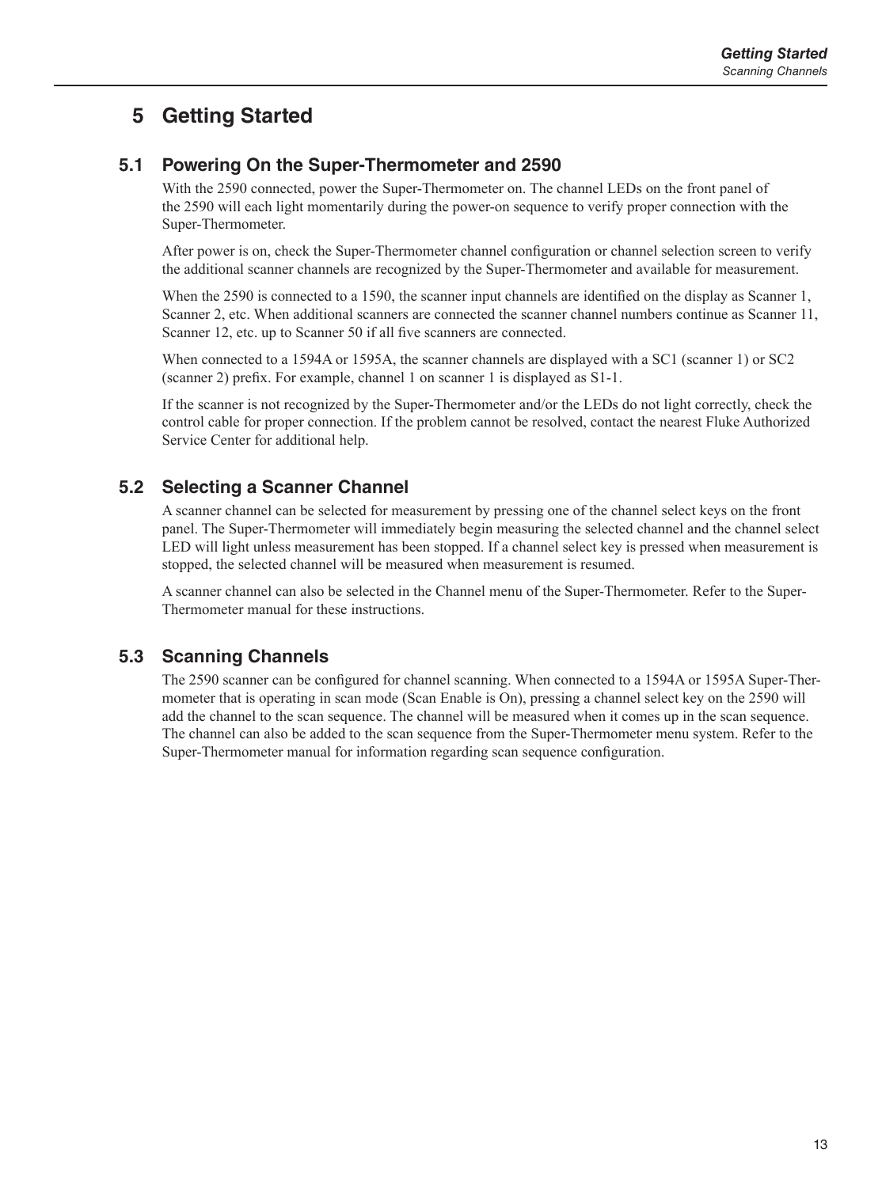# 5 Getting Started

## 5.1 Powering On the Super-Thermometer and 2590

With the 2590 connected, power the Super-Thermometer on. The channel LEDs on the front panel of the 2590 will each light momentarily during the power-on sequence to verify proper connection with the Super-Thermometer.

After power is on, check the Super-Thermometer channel configuration or channel selection screen to verify the additional scanner channels are recognized by the Super-Thermometer and available for measurement.

When the 2590 is connected to a 1590, the scanner input channels are identified on the display as Scanner 1, Scanner 2, etc. When additional scanners are connected the scanner channel numbers continue as Scanner 11, Scanner 12, etc. up to Scanner 50 if all five scanners are connected.

When connected to a 1594A or 1595A, the scanner channels are displayed with a SC1 (scanner 1) or SC2 (scanner 2) prefix. For example, channel 1 on scanner 1 is displayed as S1-1.

If the scanner is not recognized by the Super-Thermometer and/or the LEDs do not light correctly, check the control cable for proper connection. If the problem cannot be resolved, contact the nearest Fluke Authorized Service Center for additional help.

## 5.2 Selecting a Scanner Channel

A scanner channel can be selected for measurement by pressing one of the channel select keys on the front panel. The Super-Thermometer will immediately begin measuring the selected channel and the channel select LED will light unless measurement has been stopped. If a channel select key is pressed when measurement is stopped, the selected channel will be measured when measurement is resumed.

A scanner channel can also be selected in the Channel menu of the Super-Thermometer. Refer to the Super-Thermometer manual for these instructions.

## 5.3 Scanning Channels

The 2590 scanner can be configured for channel scanning. When connected to a 1594A or 1595A Super-Thermometer that is operating in scan mode (Scan Enable is On), pressing a channel select key on the 2590 will add the channel to the scan sequence. The channel will be measured when it comes up in the scan sequence. The channel can also be added to the scan sequence from the Super-Thermometer menu system. Refer to the Super-Thermometer manual for information regarding scan sequence configuration.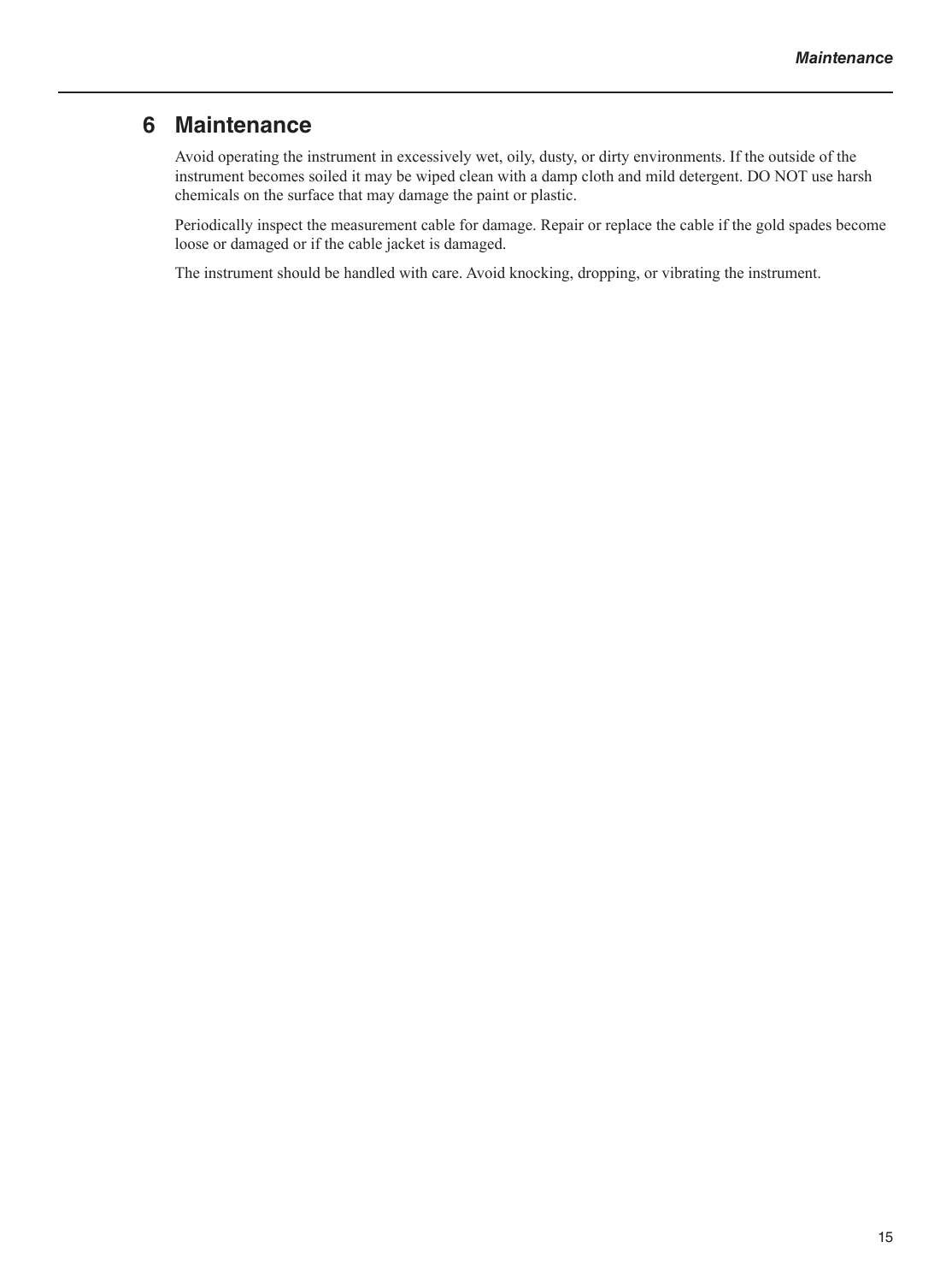# 6 Maintenance

Avoid operating the instrument in excessively wet, oily, dusty, or dirty environments. If the outside of the instrument becomes soiled it may be wiped clean with a damp cloth and mild detergent. DO NOT use harsh chemicals on the surface that may damage the paint or plastic.

Periodically inspect the measurement cable for damage. Repair or replace the cable if the gold spades become loose or damaged or if the cable jacket is damaged.

The instrument should be handled with care. Avoid knocking, dropping, or vibrating the instrument.